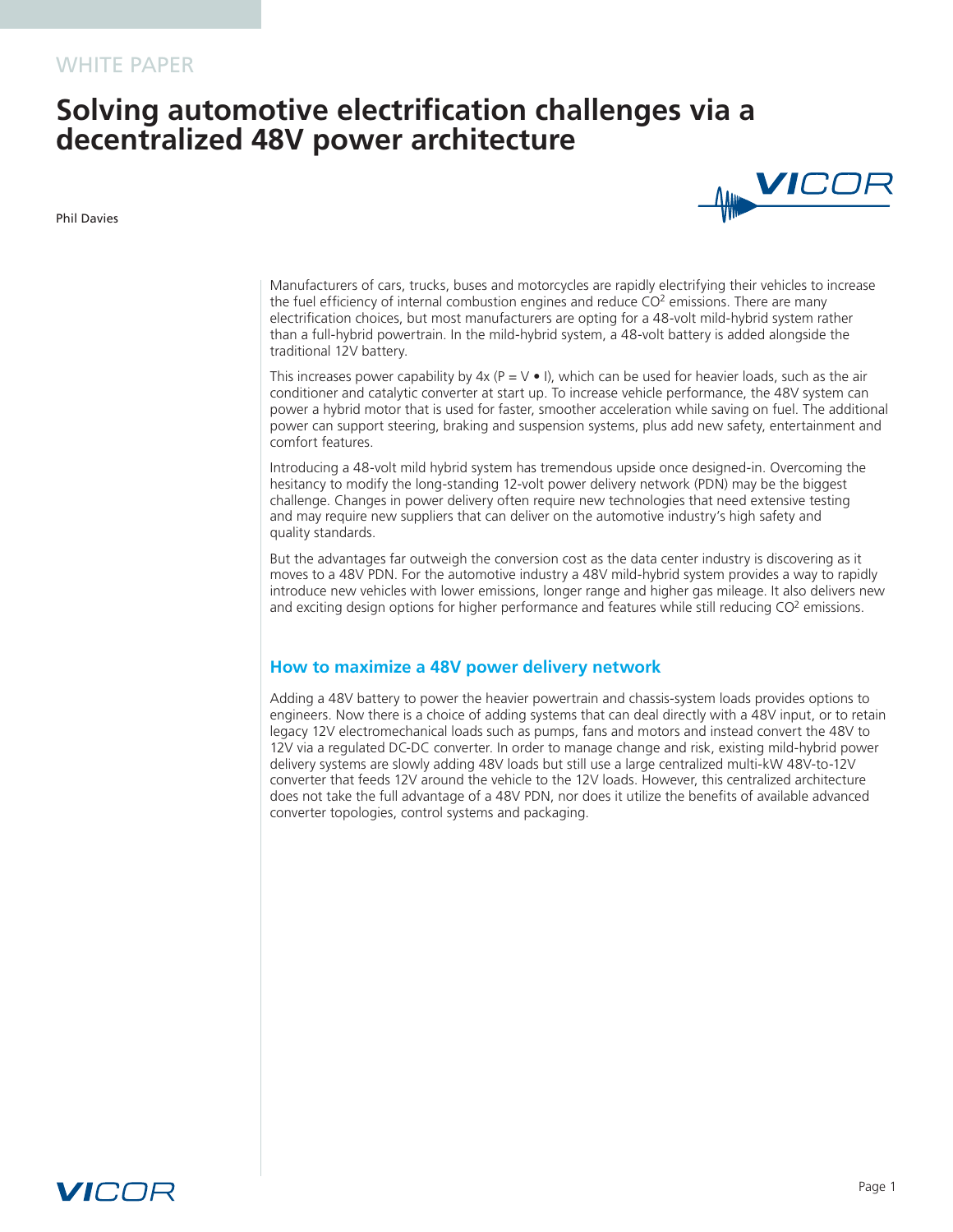WHITE PAPER

# Solving automotive electrification challenges via a decentralized 48V power architecture

Phil Davies

Manufacturers of cars, trucks, buses and motorcycles are rapidly electrifying their vehicles to increase the fuel efficiency of internal combustion engines and reduce $CO^2$ emissions. There are many electrification choices, but most manufacturers are opting for a 48-volt mild-hybrid system rather than a full-hybrid powertrain. In the mild-hybrid system, a 48-volt battery is added alongside the traditional 12V battery.

This increases power capability by 4x ($P = V \bullet I$), which can be used for heavier loads, such as the air conditioner and catalytic converter at start up. To increase vehicle performance, the 48V system can power a hybrid motor that is used for faster, smoother acceleration while saving on fuel. The additional power can support steering, braking and suspension systems, plus add new safety, entertainment and comfort features.

Introducing a 48-volt mild hybrid system has tremendous upside once designed-in. Overcoming the hesitancy to modify the long-standing 12-volt power delivery network (PDN) may be the biggest challenge. Changes in power delivery often require new technologies that need extensive testing and may require new suppliers that can deliver on the automotive industry's high safety and quality standards.

But the advantages far outweigh the conversion cost as the data center industry is discovering as it moves to a 48V PDN. For the automotive industry a 48V mild-hybrid system provides a way to rapidly introduce new vehicles with lower emissions, longer range and higher gas mileage. It also delivers new and exciting design options for higher performance and features while still reducing $CO^2$ emissions.

## How to maximize a 48V power delivery network

Adding a 48V battery to power the heavier powertrain and chassis-system loads provides options to engineers. Now there is a choice of adding systems that can deal directly with a 48V input, or to retain legacy 12V electromechanical loads such as pumps, fans and motors and instead convert the 48V to 12V via a regulated DC-DC converter. In order to manage change and risk, existing mild-hybrid power delivery systems are slowly adding 48V loads but still use a large centralized multi-kW 48V-to-12V converter that feeds 12V around the vehicle to the 12V loads. However, this centralized architecture does not take the full advantage of a 48V PDN, nor does it utilize the benefits of available advanced converter topologies, control systems and packaging.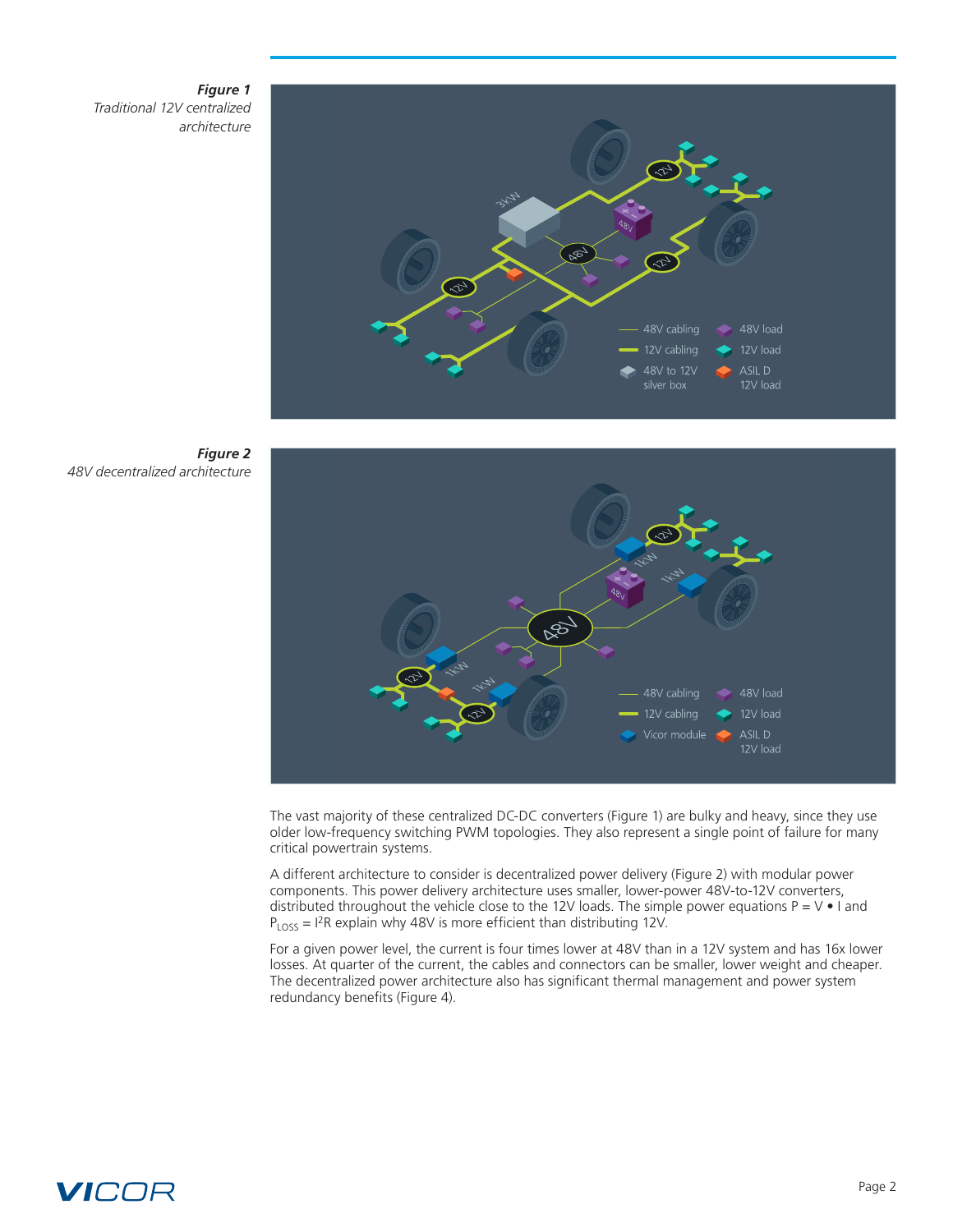***Figure 1***
*Traditional 12V centralized architecture*

***Figure 2***
*48V decentralized architecture*

The vast majority of these centralized DC-DC converters (Figure 1) are bulky and heavy, since they use older low-frequency switching PWM topologies. They also represent a single point of failure for many critical powertrain systems.

A different architecture to consider is decentralized power delivery (Figure 2) with modular power components. This power delivery architecture uses smaller, lower-power 48V-to-12V converters, distributed throughout the vehicle close to the 12V loads. The simple power equations $P = V \bullet I$ and $P_{LOSS} = I^2R$ explain why 48V is more efficient than distributing 12V.

For a given power level, the current is four times lower at 48V than in a 12V system and has 16x lower losses. At quarter of the current, the cables and connectors can be smaller, lower weight and cheaper. The decentralized power architecture also has significant thermal management and power system redundancy benefits (Figure 4).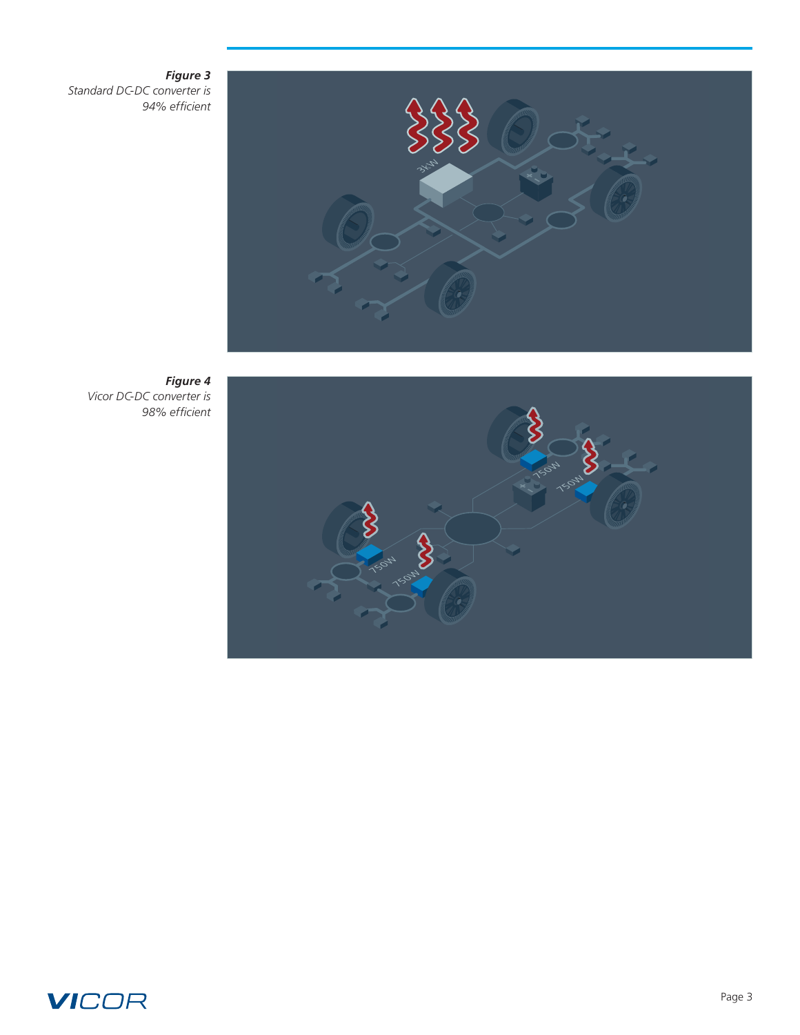***Figure 3***
*Standard DC-DC converter is 94% efficient*

***Figure 4***
*Vicor DC-DC converter is 98% efficient*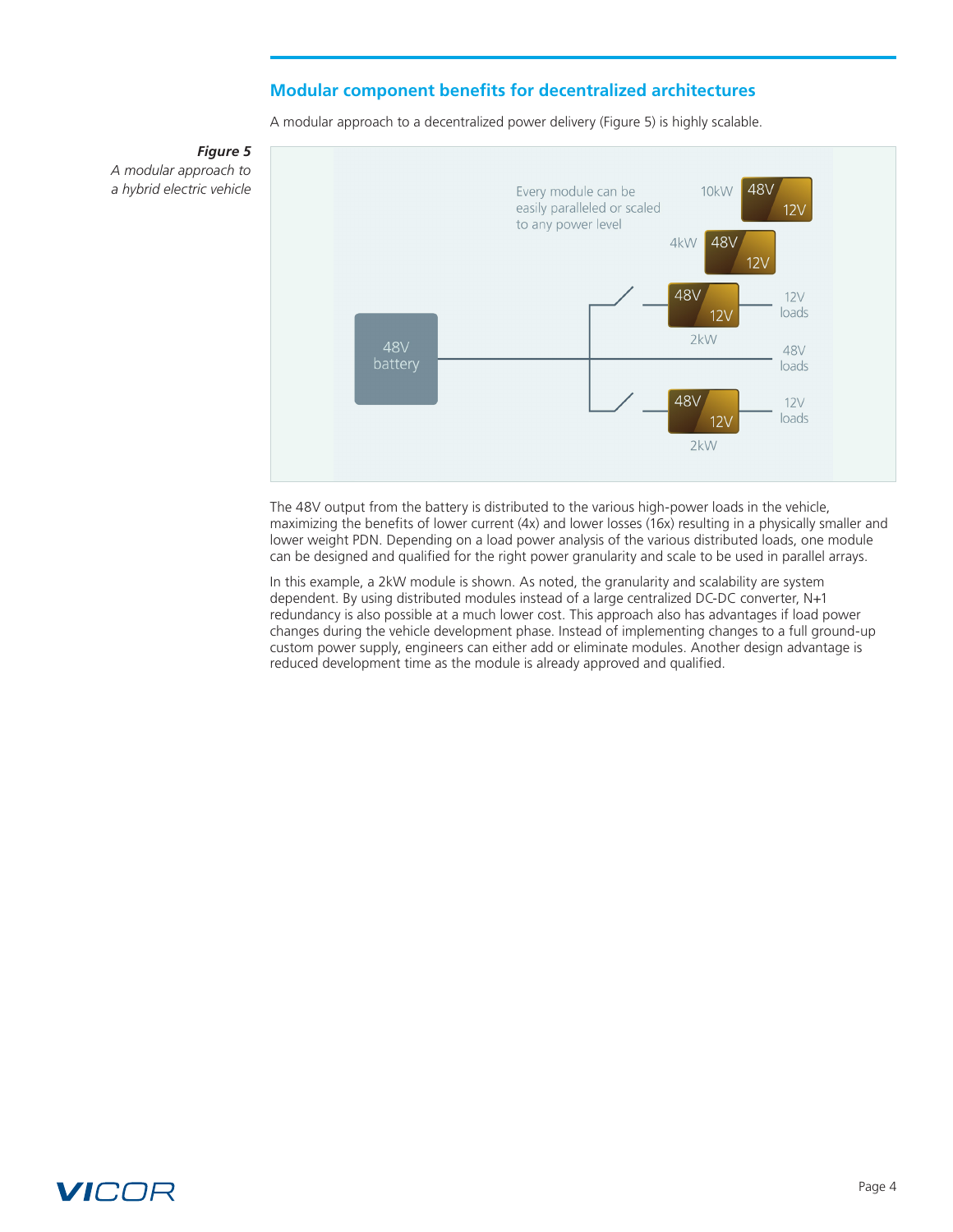## Modular component benefits for decentralized architectures

A modular approach to a decentralized power delivery (Figure 5) is highly scalable.

***Figure 5***
*A modular approach to a hybrid electric vehicle*

The 48V output from the battery is distributed to the various high-power loads in the vehicle, maximizing the benefits of lower current (4x) and lower losses (16x) resulting in a physically smaller and lower weight PDN. Depending on a load power analysis of the various distributed loads, one module can be designed and qualified for the right power granularity and scale to be used in parallel arrays.

In this example, a 2kW module is shown. As noted, the granularity and scalability are system dependent. By using distributed modules instead of a large centralized DC-DC converter, N+1 redundancy is also possible at a much lower cost. This approach also has advantages if load power changes during the vehicle development phase. Instead of implementing changes to a full ground-up custom power supply, engineers can either add or eliminate modules. Another design advantage is reduced development time as the module is already approved and qualified.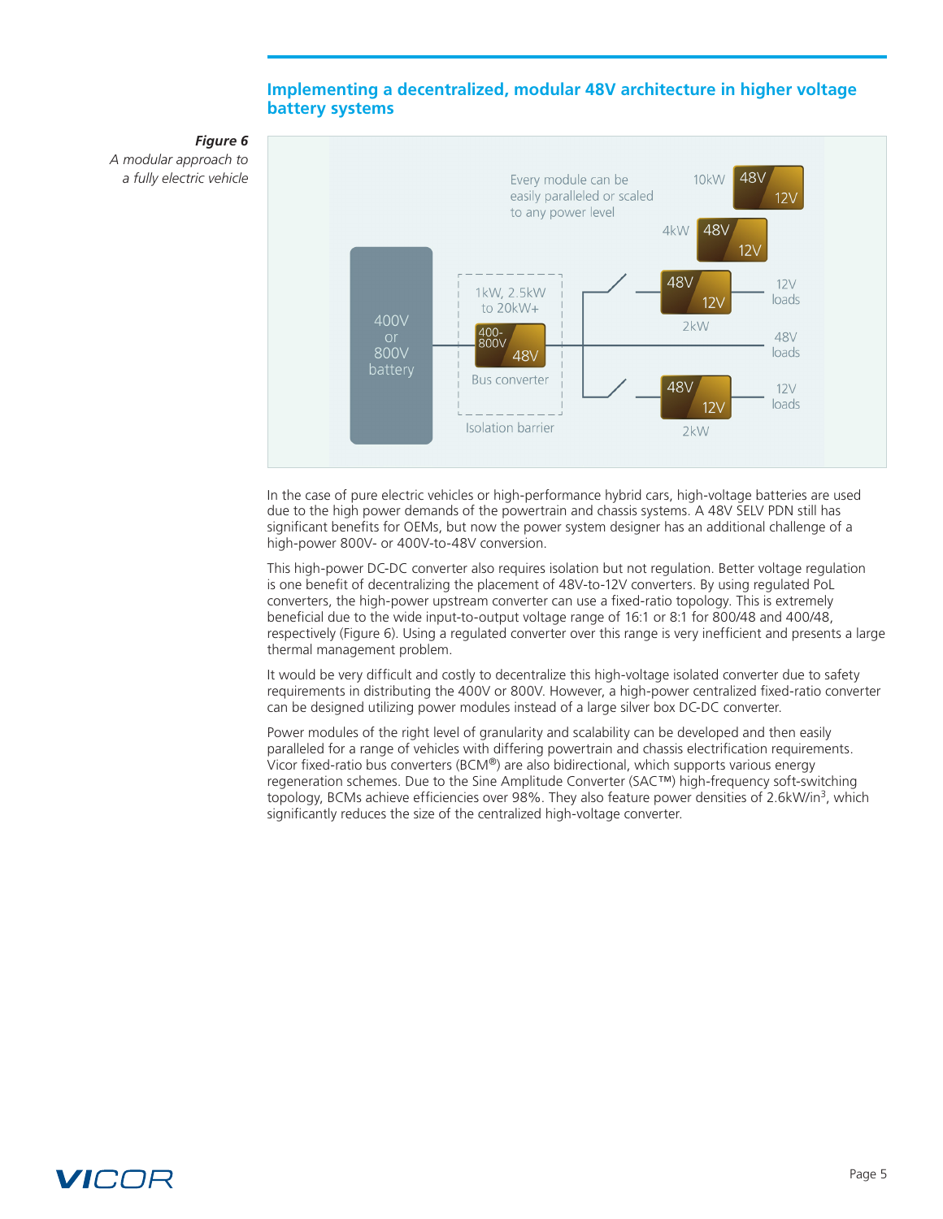## Implementing a decentralized, modular 48V architecture in higher voltage battery systems

***Figure 6***
*A modular approach to a fully electric vehicle*

In the case of pure electric vehicles or high-performance hybrid cars, high-voltage batteries are used due to the high power demands of the powertrain and chassis systems. A 48V SELV PDN still has significant benefits for OEMs, but now the power system designer has an additional challenge of a high-power 800V- or 400V-to-48V conversion.

This high-power DC-DC converter also requires isolation but not regulation. Better voltage regulation is one benefit of decentralizing the placement of 48V-to-12V converters. By using regulated PoL converters, the high-power upstream converter can use a fixed-ratio topology. This is extremely beneficial due to the wide input-to-output voltage range of 16:1 or 8:1 for 800/48 and 400/48, respectively (Figure 6). Using a regulated converter over this range is very inefficient and presents a large thermal management problem.

It would be very difficult and costly to decentralize this high-voltage isolated converter due to safety requirements in distributing the 400V or 800V. However, a high-power centralized fixed-ratio converter can be designed utilizing power modules instead of a large silver box DC-DC converter.

Power modules of the right level of granularity and scalability can be developed and then easily paralleled for a range of vehicles with differing powertrain and chassis electrification requirements. Vicor fixed-ratio bus converters (BCM®) are also bidirectional, which supports various energy regeneration schemes. Due to the Sine Amplitude Converter (SAC™) high-frequency soft-switching topology, BCMs achieve efficiencies over 98%. They also feature power densities of 2.6kW/in$^3$, which significantly reduces the size of the centralized high-voltage converter.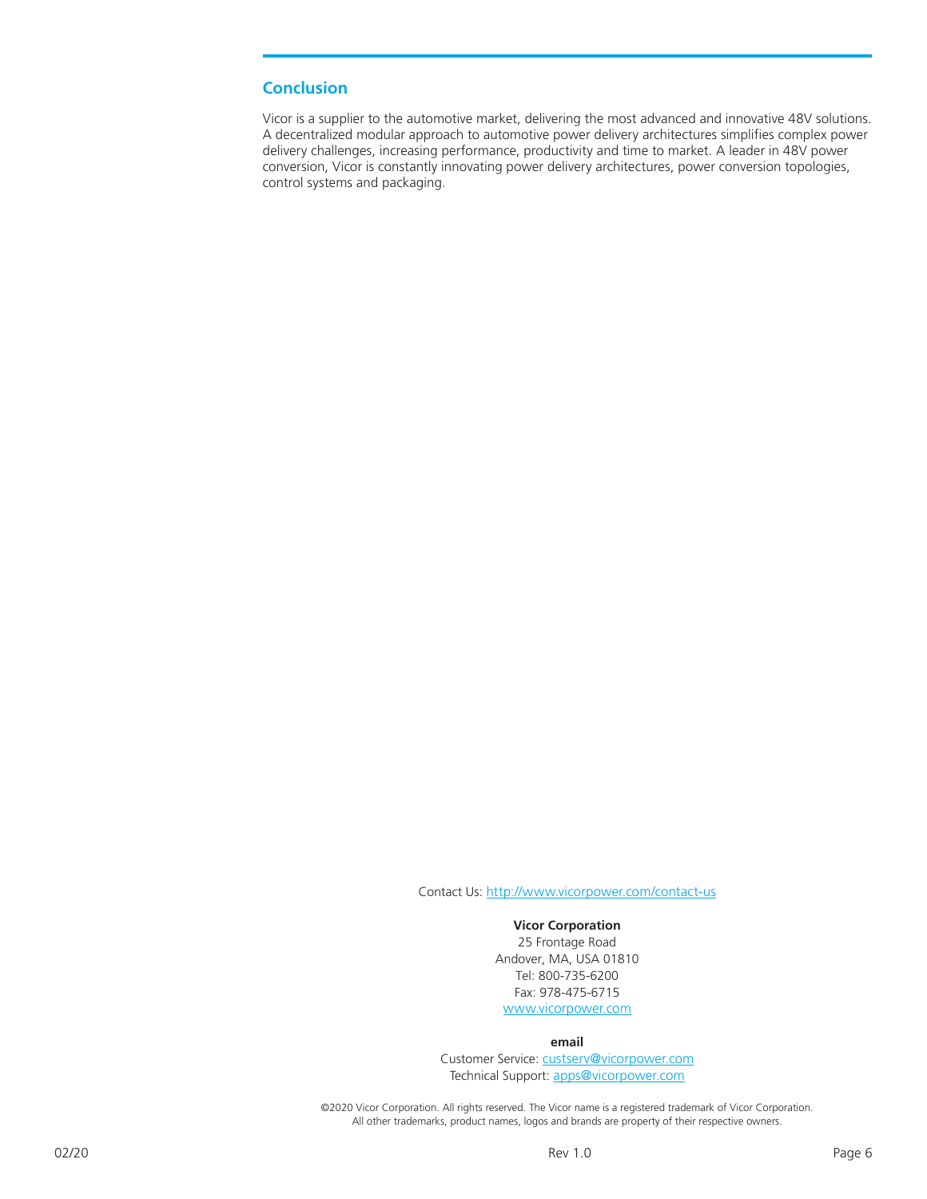## Conclusion

Vicor is a supplier to the automotive market, delivering the most advanced and innovative 48V solutions. A decentralized modular approach to automotive power delivery architectures simplifies complex power delivery challenges, increasing performance, productivity and time to market. A leader in 48V power conversion, Vicor is constantly innovating power delivery architectures, power conversion topologies, control systems and packaging.

Contact Us: http://www.vicorpower.com/contact-us

**Vicor Corporation**
25 Frontage Road
Andover, MA, USA 01810
Tel: 800-735-6200
Fax: 978-475-6715
www.vicorpower.com

**email**
Customer Service: custserv@vicorpower.com
Technical Support: apps@vicorpower.com

©2020 Vicor Corporation. All rights reserved. The Vicor name is a registered trademark of Vicor Corporation.
All other trademarks, product names, logos and brands are property of their respective owners.

02/20 Rev 1.0